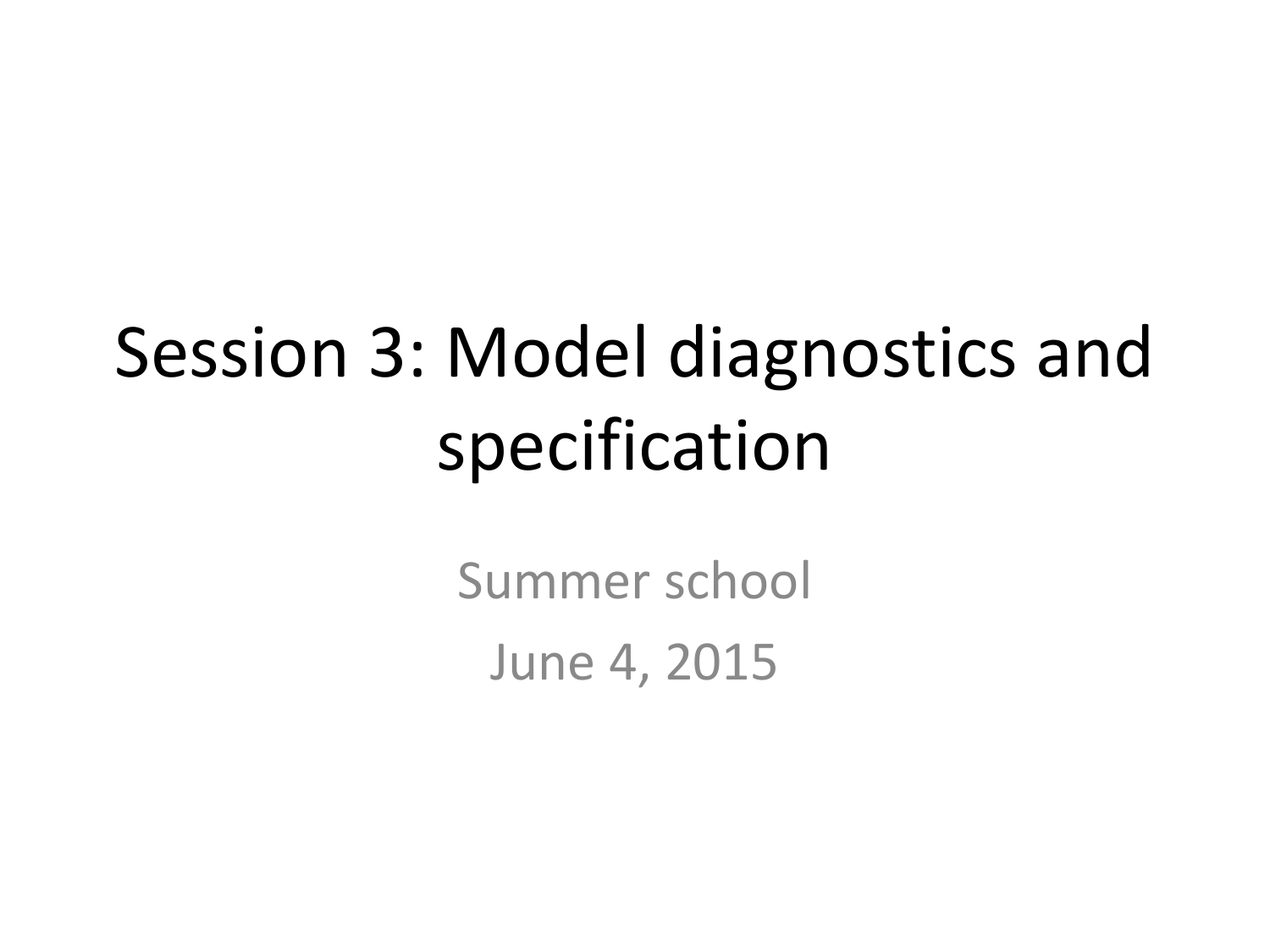# Session 3: Model diagnostics and specification

Summer school

June 4, 2015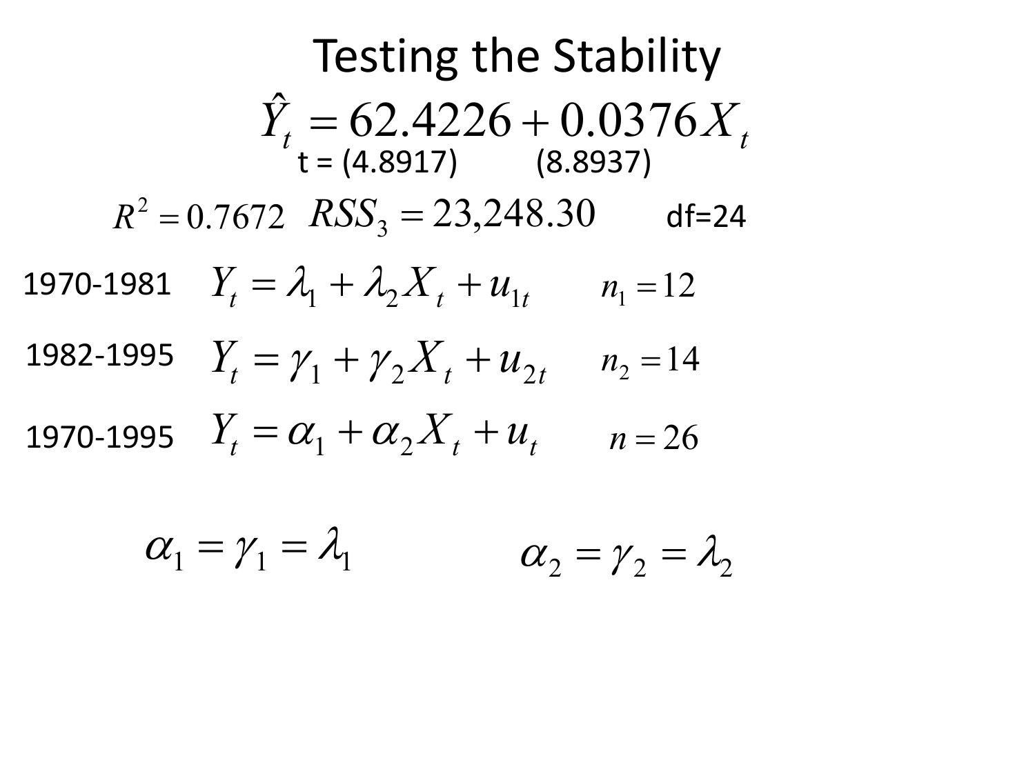# Testing the Stability

$$\hat{Y}_t = 62.4226 + 0.0376 X_t$$

t = (4.8917)  (8.8937)

$R^2 = 0.7672$  $RSS_3 = 23{,}248.30$  df=24

1970-1981  $Y_t = \lambda_1 + \lambda_2 X_t + u_{1t}$  $n_1 = 12$

1982-1995  $Y_t = \gamma_1 + \gamma_2 X_t + u_{2t}$  $n_2 = 14$

1970-1995  $Y_t = \alpha_1 + \alpha_2 X_t + u_t$  $n = 26$

$$\alpha_1 = \gamma_1 = \lambda_1 \qquad \alpha_2 = \gamma_2 = \lambda_2$$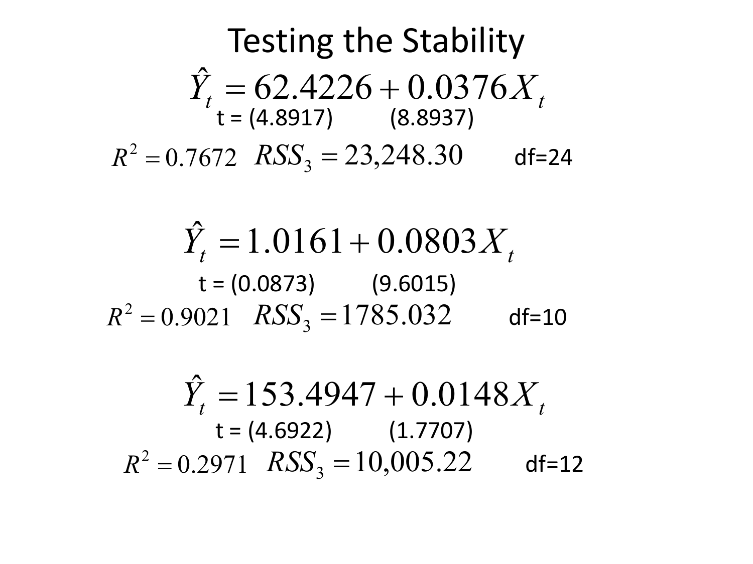# Testing the Stability

$$\hat{Y}_t = 62.4226 + 0.0376 X_t$$

t = (4.8917) (8.8937)

$R^2 = 0.7672$ $RSS_3 = 23{,}248.30$ df=24

$$\hat{Y}_t = 1.0161 + 0.0803 X_t$$

t = (0.0873) (9.6015)

$R^2 = 0.9021$ $RSS_3 = 1785.032$ df=10

$$\hat{Y}_t = 153.4947 + 0.0148 X_t$$

t = (4.6922) (1.7707)

$R^2 = 0.2971$ $RSS_3 = 10{,}005.22$ df=12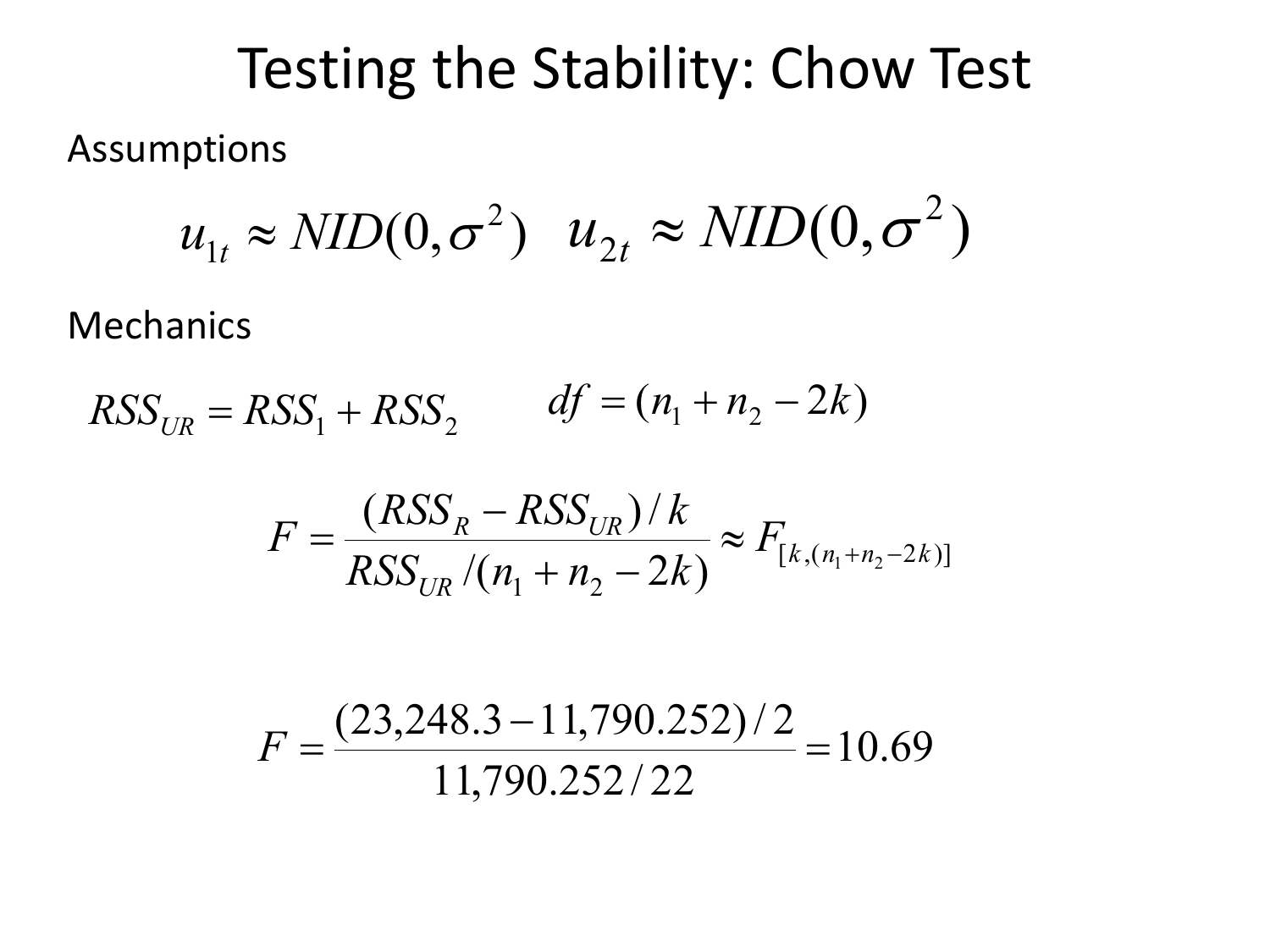# Testing the Stability: Chow Test

Assumptions

$$u_{1t} \approx NID(0,\sigma^2) \quad u_{2t} \approx NID(0,\sigma^2)$$

Mechanics

$$RSS_{UR} = RSS_1 + RSS_2 \qquad df = (n_1 + n_2 - 2k)$$

$$F = \frac{(RSS_R - RSS_{UR})/k}{RSS_{UR}/(n_1 + n_2 - 2k)} \approx F_{[k,(n_1+n_2-2k)]}$$

$$F = \frac{(23{,}248.3 - 11{,}790.252)/2}{11{,}790.252/22} = 10.69$$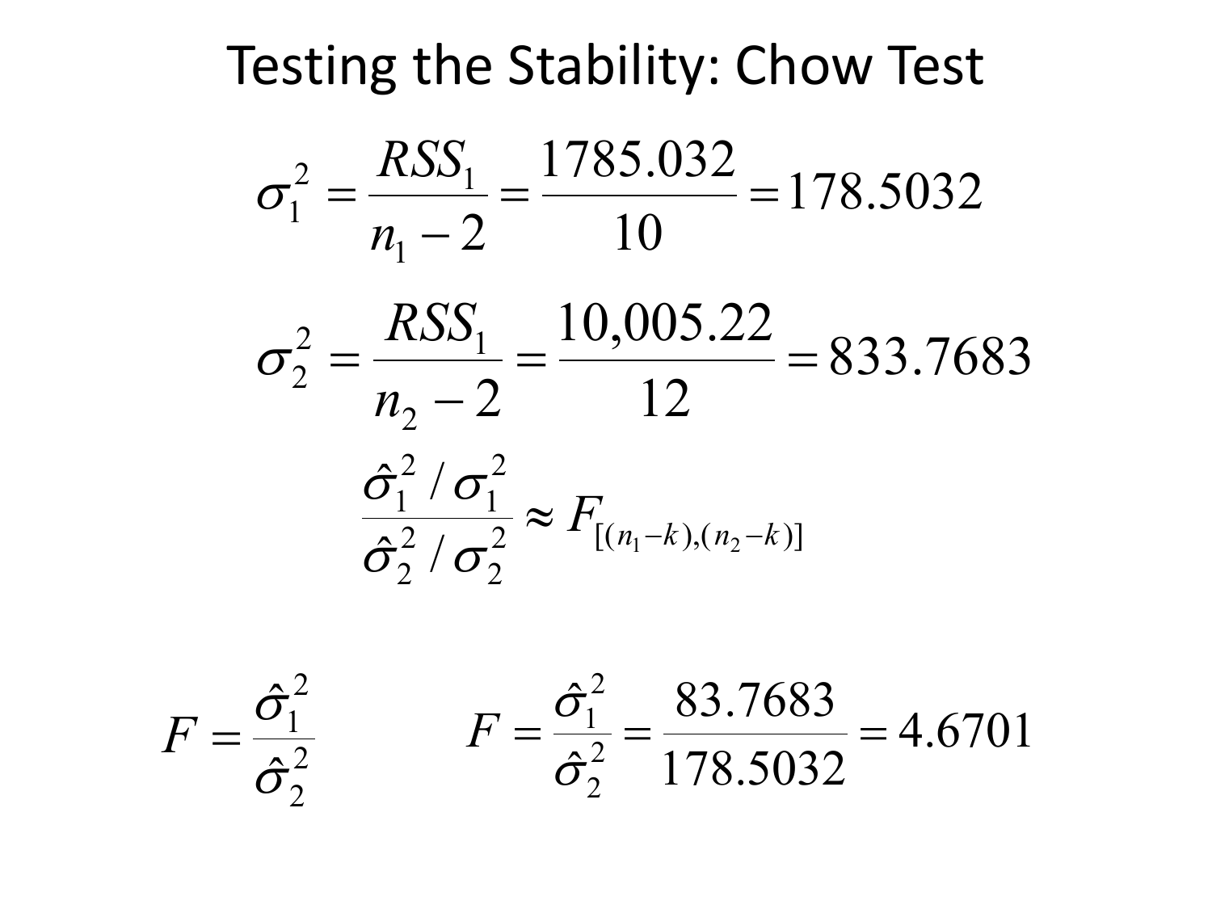# Testing the Stability: Chow Test

$$\sigma_1^2 = \frac{RSS_1}{n_1 - 2} = \frac{1785.032}{10} = 178.5032$$

$$\sigma_2^2 = \frac{RSS_1}{n_2 - 2} = \frac{10{,}005.22}{12} = 833.7683$$

$$\frac{\hat{\sigma}_1^2 / \sigma_1^2}{\hat{\sigma}_2^2 / \sigma_2^2} \approx F_{[(n_1 - k),(n_2 - k)]}$$

$$F = \frac{\hat{\sigma}_1^2}{\hat{\sigma}_2^2}$$

$$F = \frac{\hat{\sigma}_1^2}{\hat{\sigma}_2^2} = \frac{83.7683}{178.5032} = 4.6701$$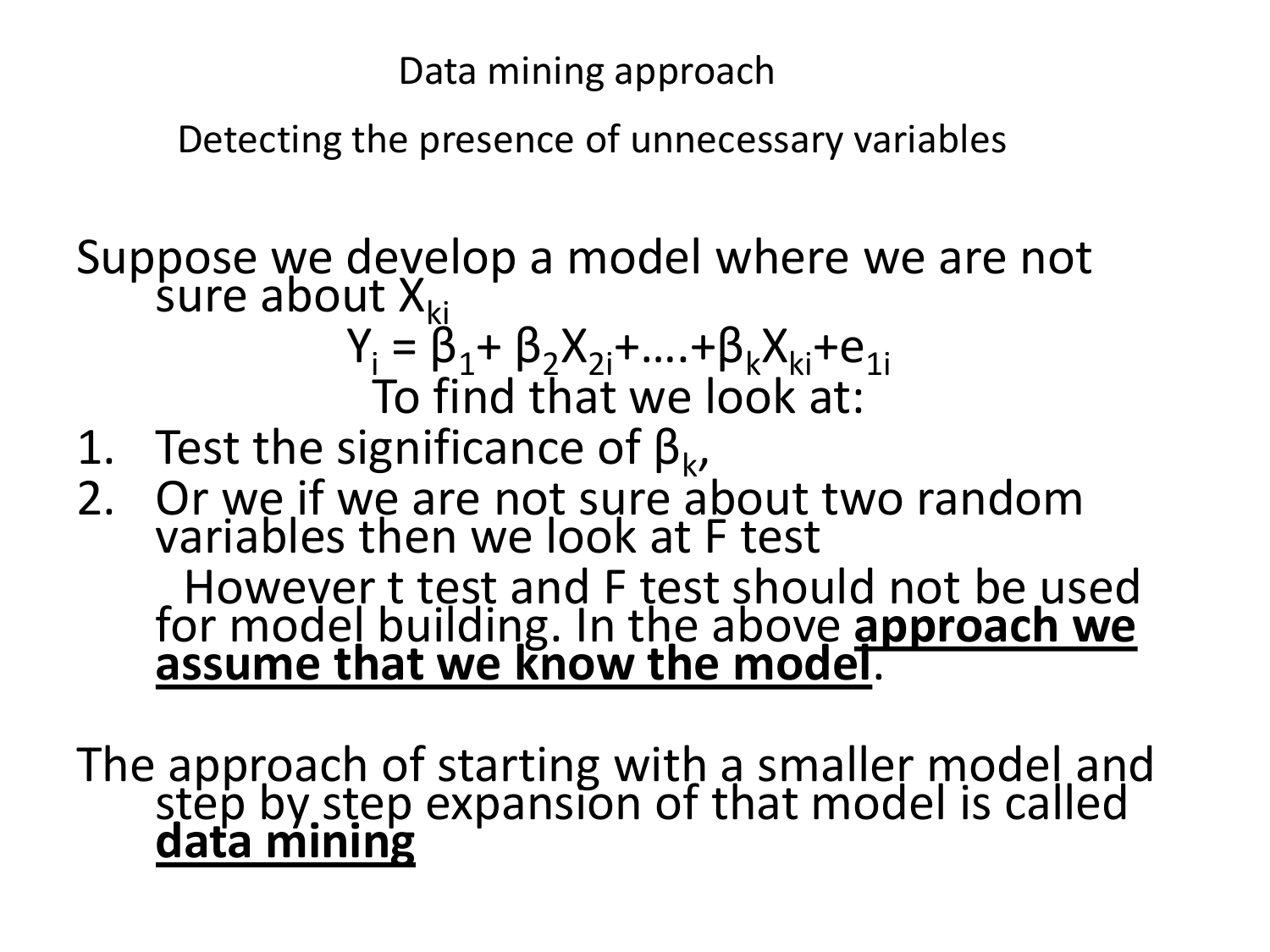# Data mining approach

## Detecting the presence of unnecessary variables

Suppose we develop a model where we are not sure about $X_{ki}$

$$Y_i = \beta_1 + \beta_2 X_{2i} + \ldots + \beta_k X_{ki} + e_{1i}$$

To find that we look at:

1. Test the significance of $\beta_k$,
2. Or we if we are not sure about two random variables then we look at F test

   However t test and F test should not be used for model building. In the above **approach we assume that we know the model**.

The approach of starting with a smaller model and step by step expansion of that model is called **data mining**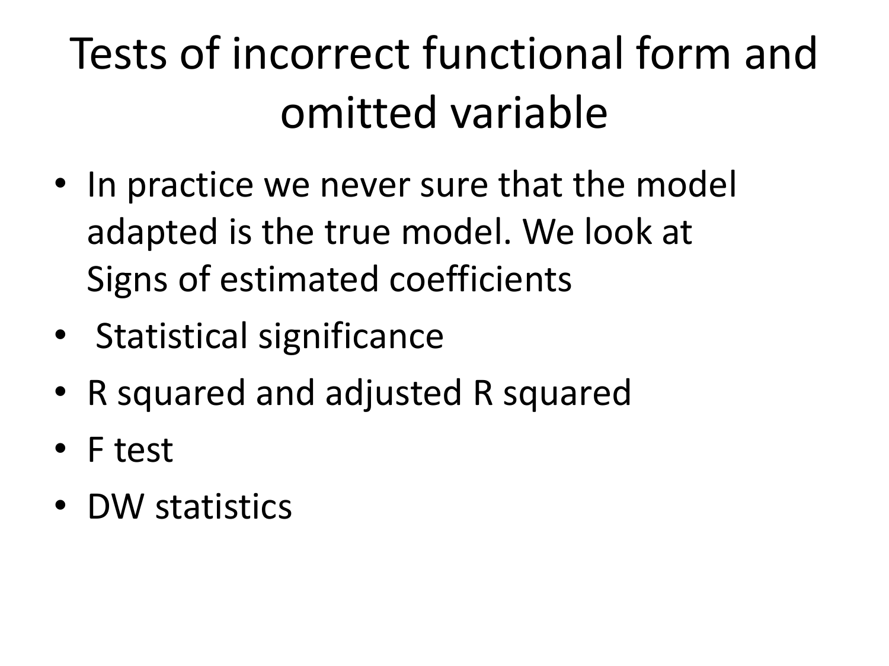# Tests of incorrect functional form and omitted variable

- In practice we never sure that the model adapted is the true model. We look at Signs of estimated coefficients
- Statistical significance
- R squared and adjusted R squared
- F test
- DW statistics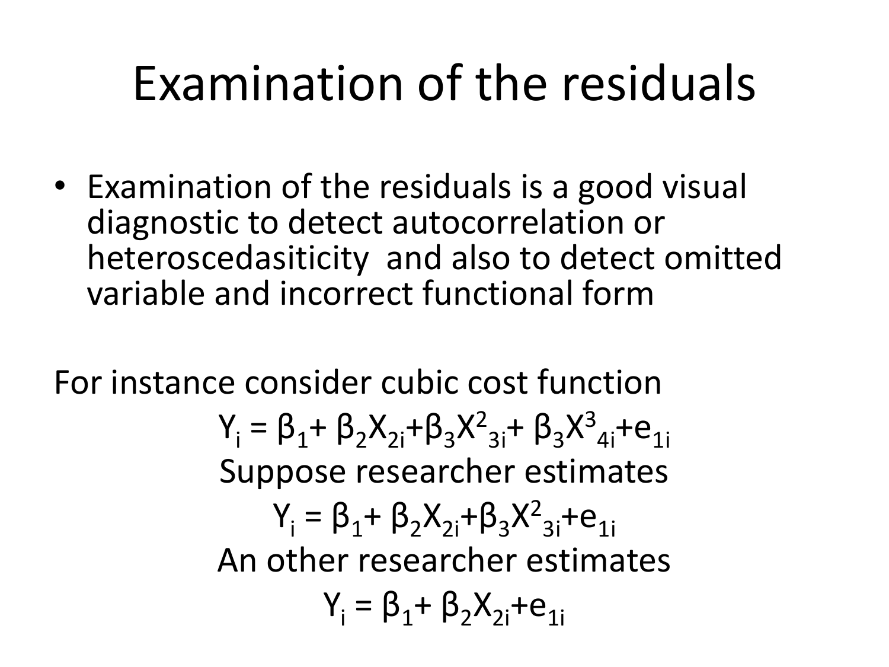# Examination of the residuals

- Examination of the residuals is a good visual diagnostic to detect autocorrelation or heteroscedasiticity and also to detect omitted variable and incorrect functional form

For instance consider cubic cost function

$$Y_i = \beta_1 + \beta_2 X_{2i} + \beta_3 X^2_{3i} + \beta_3 X^3_{4i} + e_{1i}$$

Suppose researcher estimates

$$Y_i = \beta_1 + \beta_2 X_{2i} + \beta_3 X^2_{3i} + e_{1i}$$

An other researcher estimates

$$Y_i = \beta_1 + \beta_2 X_{2i} + e_{1i}$$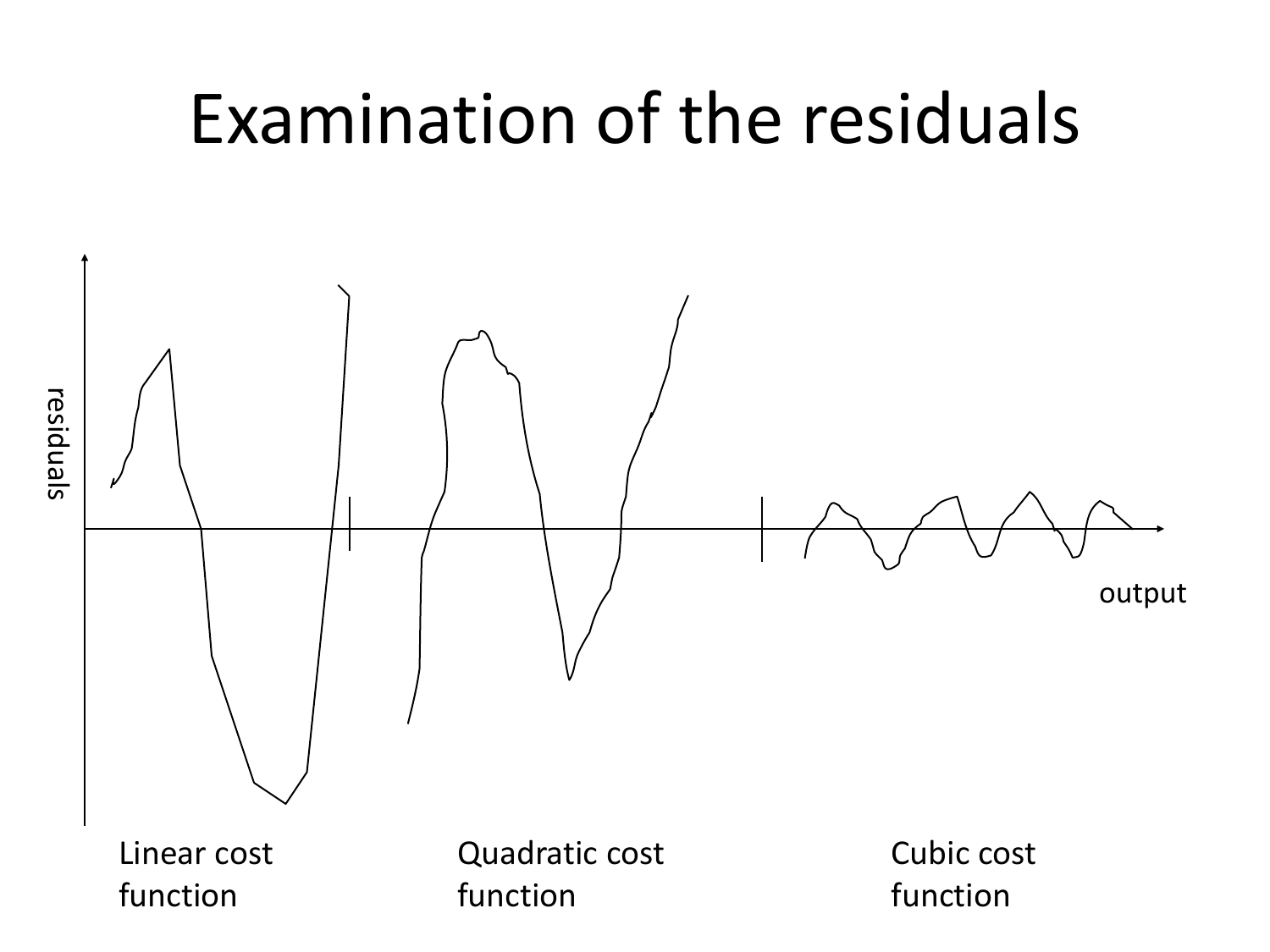# Examination of the residuals

residuals

output

Linear cost function

Quadratic cost function

Cubic cost function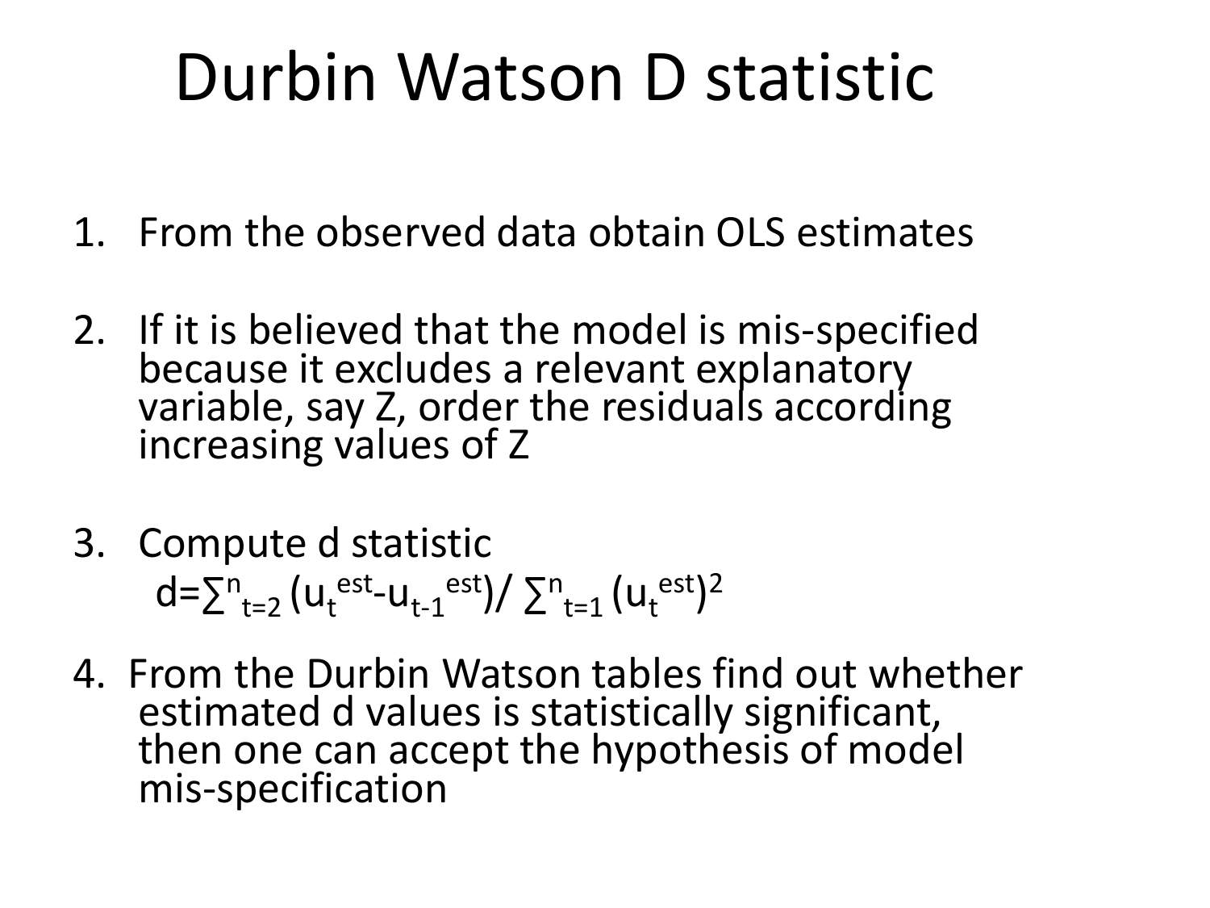# Durbin Watson D statistic

1. From the observed data obtain OLS estimates

2. If it is believed that the model is mis-specified because it excludes a relevant explanatory variable, say Z, order the residuals according increasing values of Z

3. Compute d statistic

   $d=\sum^{n}_{t=2} (u_t^{est}-u_{t-1}^{est})/ \sum^{n}_{t=1} (u_t^{est})^2$

4. From the Durbin Watson tables find out whether estimated d values is statistically significant, then one can accept the hypothesis of model mis-specification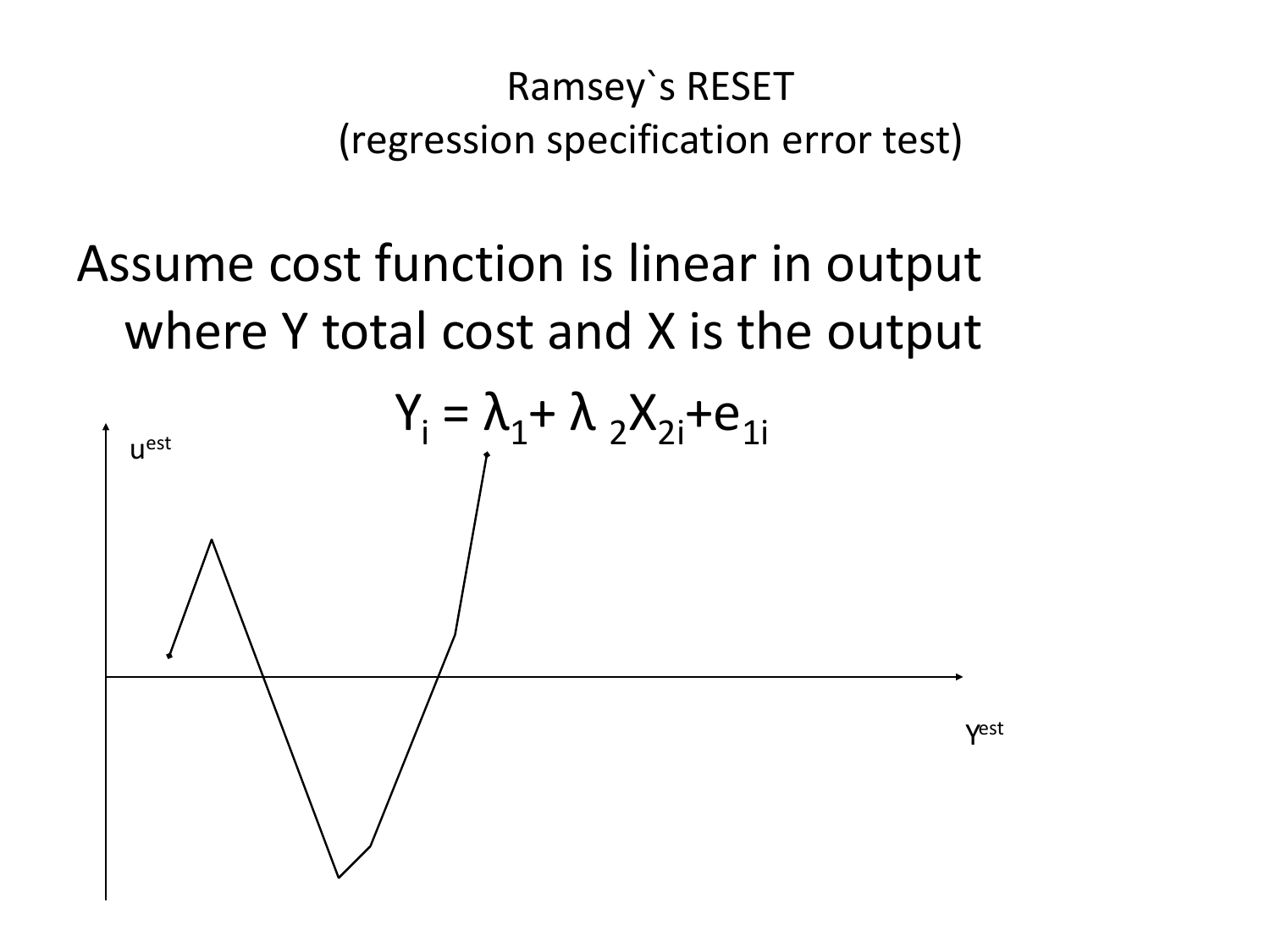# Ramsey`s RESET
## (regression specification error test)

Assume cost function is linear in output where Y total cost and X is the output

$$Y_i = \lambda_1 + \lambda_2 X_{2i} + e_{1i}$$

$u^{est}$

$Y^{est}$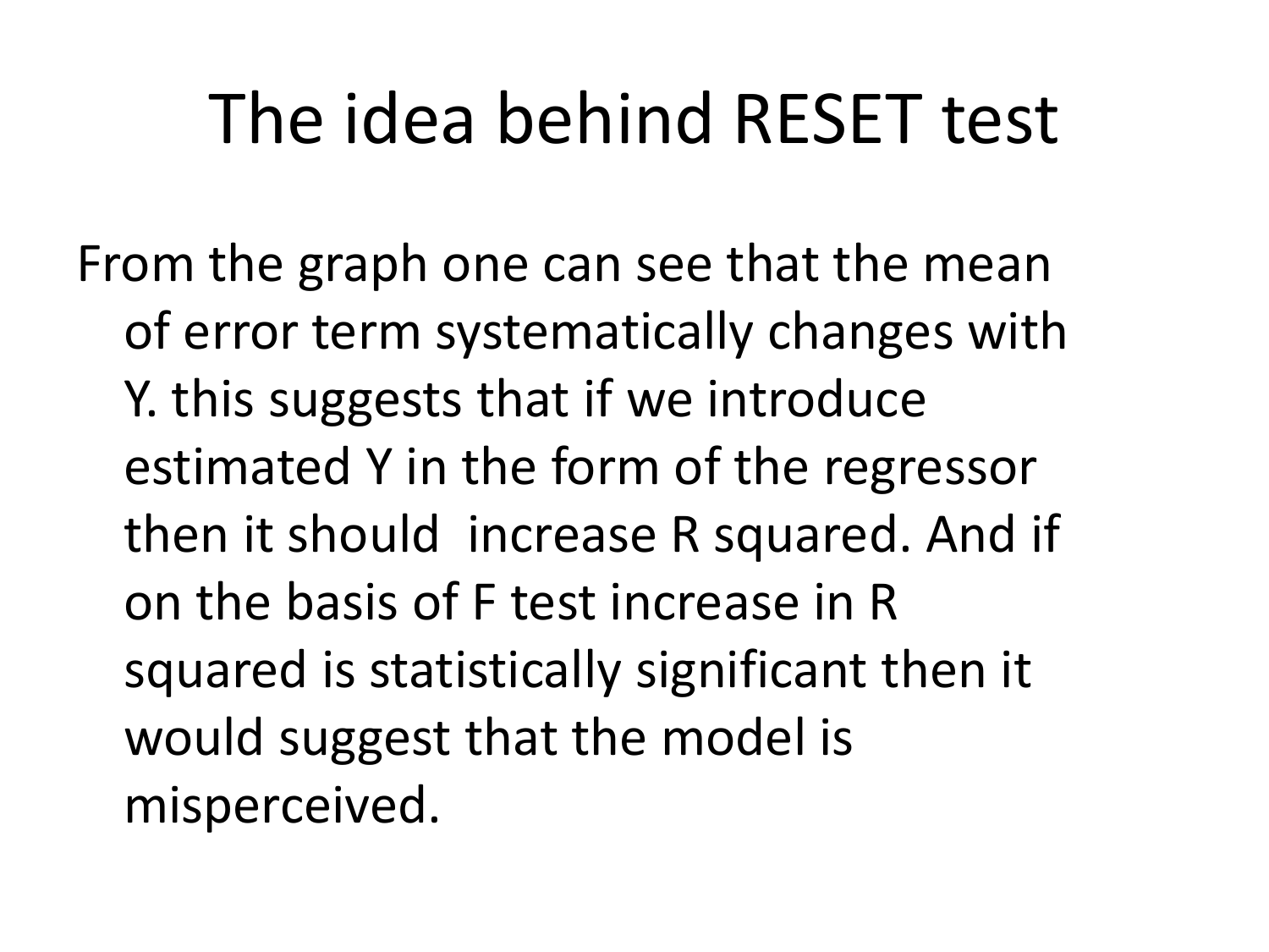# The idea behind RESET test

From the graph one can see that the mean of error term systematically changes with Y. this suggests that if we introduce estimated Y in the form of the regressor then it should increase R squared. And if on the basis of F test increase in R squared is statistically significant then it would suggest that the model is misperceived.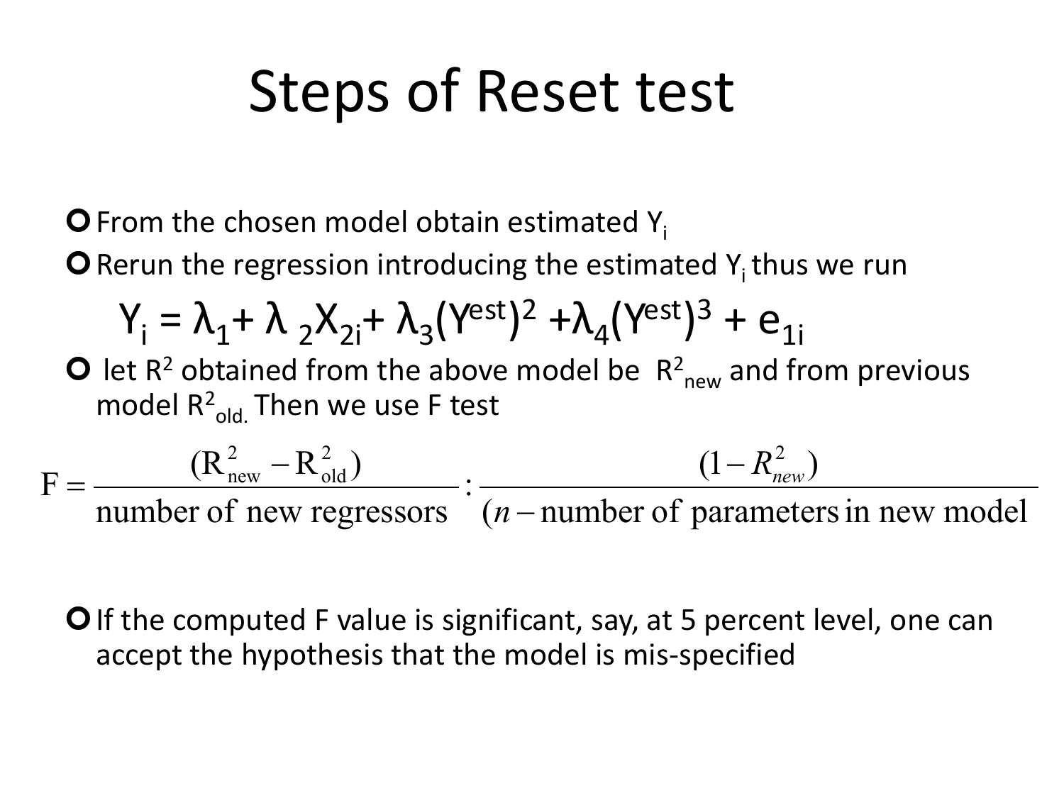# Steps of Reset test

- From the chosen model obtain estimated $Y_i$
- Rerun the regression introducing the estimated $Y_i$ thus we run

$$Y_i = \lambda_1 + \lambda_2 X_{2i} + \lambda_3 (Y^{est})^2 + \lambda_4 (Y^{est})^3 + e_{1i}$$

- let $R^2$ obtained from the above model be $R^2_{new}$ and from previous model $R^2_{old.}$ Then we use F test

$$F = \frac{(R^2_{new} - R^2_{old})}{\text{number of new regressors}} : \frac{(1 - R^2_{new})}{(n - \text{number of parameters in new model}}$$

- If the computed F value is significant, say, at 5 percent level, one can accept the hypothesis that the model is mis-specified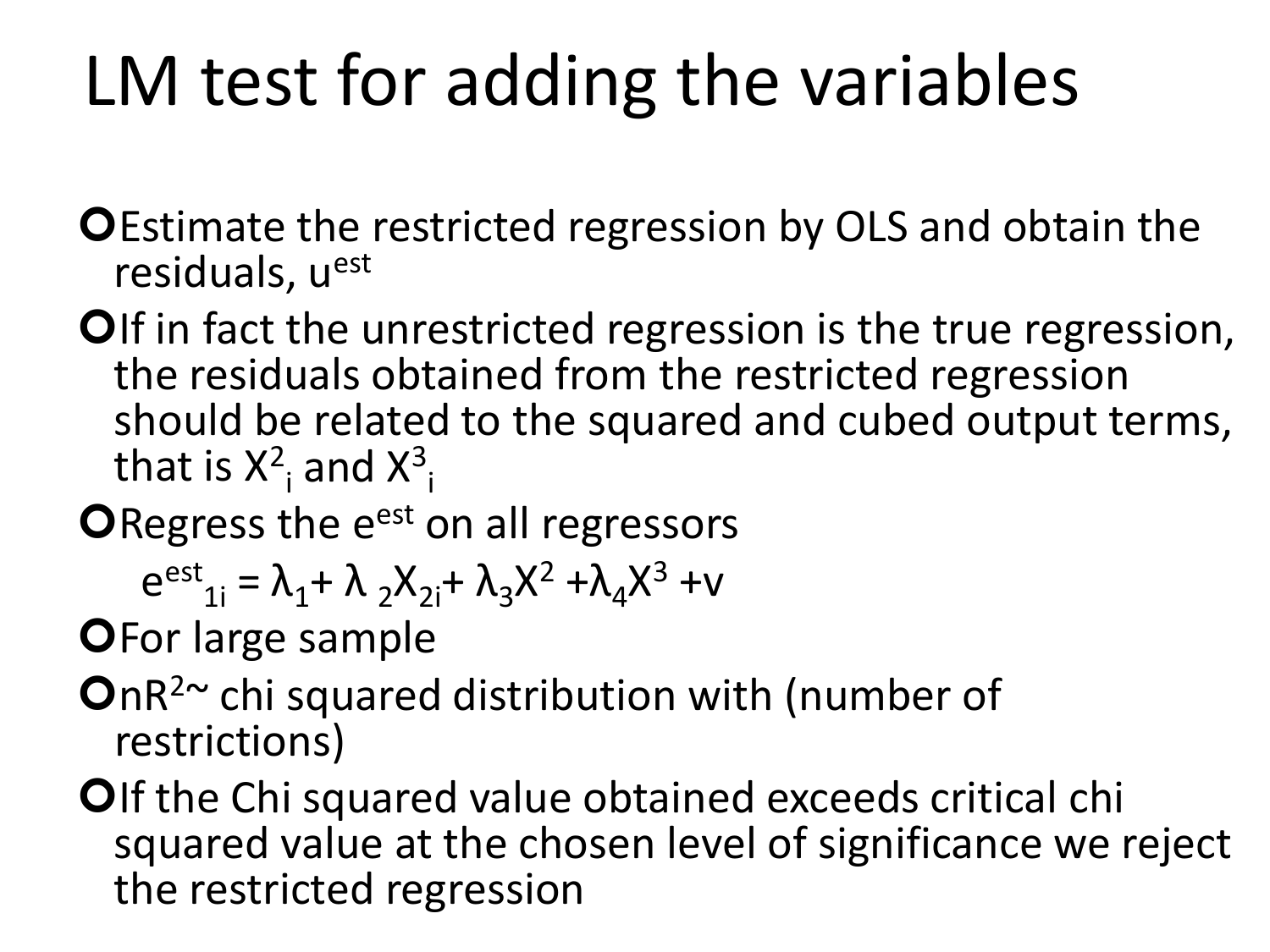# LM test for adding the variables

- Estimate the restricted regression by OLS and obtain the residuals, $u^{est}$
- If in fact the unrestricted regression is the true regression, the residuals obtained from the restricted regression should be related to the squared and cubed output terms, that is $X^2_i$ and $X^3_i$
- Regress the $e^{est}$ on all regressors

  $$e^{est}_{1i} = \lambda_1 + \lambda_2 X_{2i} + \lambda_3 X^2 + \lambda_4 X^3 + v$$

- For large sample
- $nR^2 \sim$ chi squared distribution with (number of restrictions)
- If the Chi squared value obtained exceeds critical chi squared value at the chosen level of significance we reject the restricted regression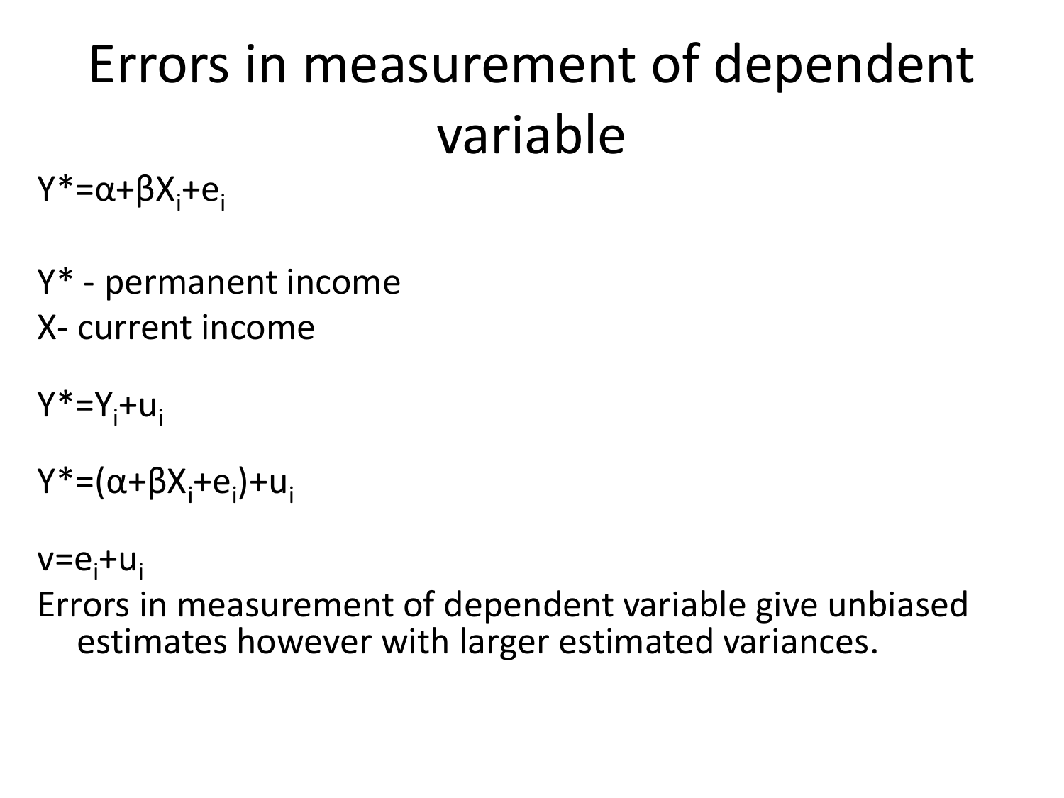# Errors in measurement of dependent variable

$Y^{*}=\alpha+\beta X_i+e_i$

$Y^{*}$ - permanent income

X- current income

$Y^{*}=Y_i+u_i$

$Y^{*}=(\alpha+\beta X_i+e_i)+u_i$

$v=e_i+u_i$

Errors in measurement of dependent variable give unbiased estimates however with larger estimated variances.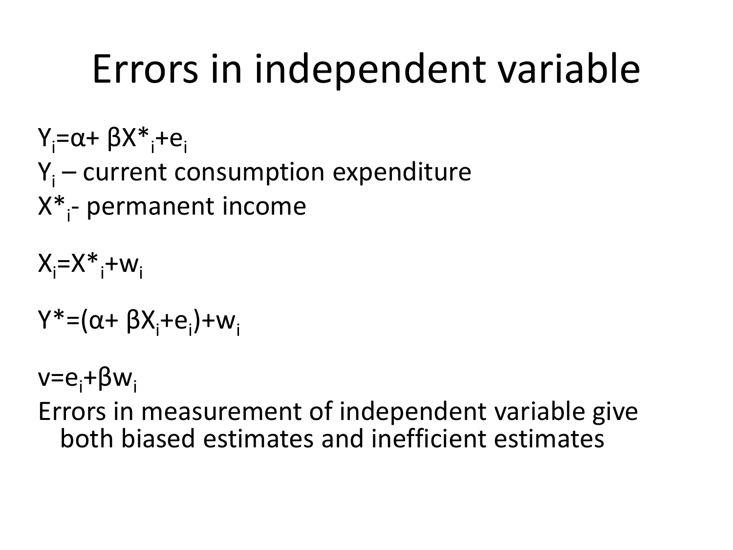# Errors in independent variable

$Y_i=\alpha+ \beta X^*_i+e_i$

$Y_i$ – current consumption expenditure

$X^*_i$- permanent income

$X_i=X^*_i+w_i$

$Y^*=(\alpha+ \beta X_i+e_i)+w_i$

$v=e_i+\beta w_i$

Errors in measurement of independent variable give both biased estimates and inefficient estimates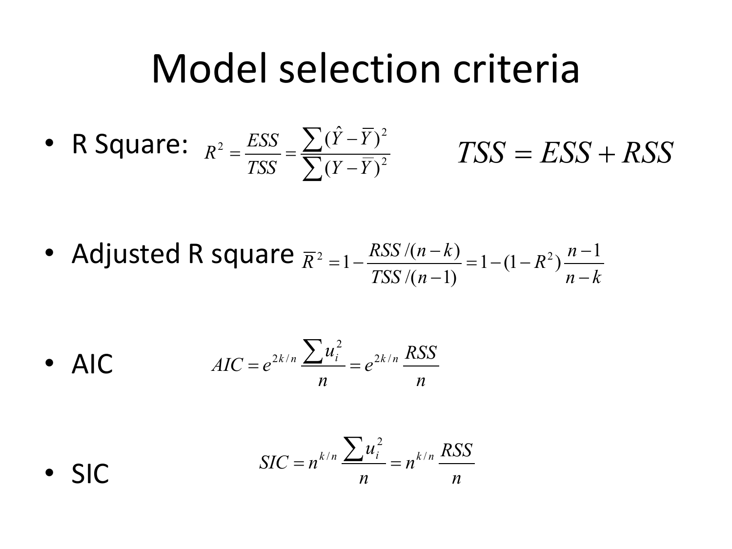# Model selection criteria

- R Square: $R^2 = \frac{ESS}{TSS} = \frac{\sum (\hat{Y} - \overline{Y})^2}{\sum (Y - \overline{Y})^2}$ $\qquad TSS = ESS + RSS$

- Adjusted R square $\overline{R}^2 = 1 - \frac{RSS/(n-k)}{TSS/(n-1)} = 1 - (1 - R^2)\frac{n-1}{n-k}$

- AIC $\qquad AIC = e^{2k/n} \frac{\sum u_i^2}{n} = e^{2k/n} \frac{RSS}{n}$

- SIC $\qquad SIC = n^{k/n} \frac{\sum u_i^2}{n} = n^{k/n} \frac{RSS}{n}$